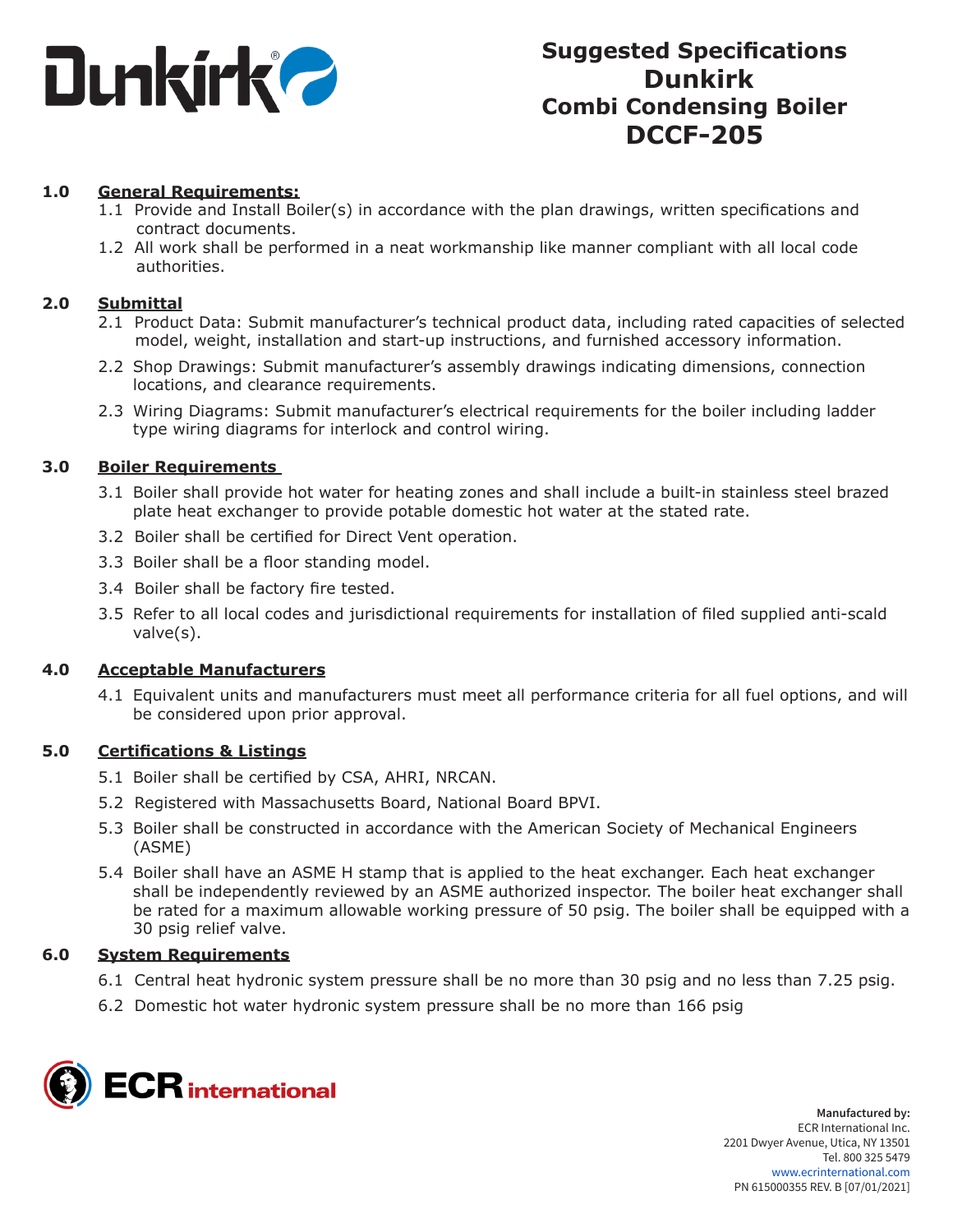# Suggested Specifications Dunkirk Combi Condensing Boiler DCCF-205

## 1.0 General Requirements:

1.1 Provide and Install Boiler(s) in accordance with the plan drawings, written specifications and contract documents.

1.2 All work shall be performed in a neat workmanship like manner compliant with all local code authorities.

## 2.0 Submittal

2.1 Product Data: Submit manufacturer's technical product data, including rated capacities of selected model, weight, installation and start-up instructions, and furnished accessory information.

2.2 Shop Drawings: Submit manufacturer's assembly drawings indicating dimensions, connection locations, and clearance requirements.

2.3 Wiring Diagrams: Submit manufacturer's electrical requirements for the boiler including ladder type wiring diagrams for interlock and control wiring.

## 3.0 Boiler Requirements

3.1 Boiler shall provide hot water for heating zones and shall include a built-in stainless steel brazed plate heat exchanger to provide potable domestic hot water at the stated rate.

3.2 Boiler shall be certified for Direct Vent operation.

3.3 Boiler shall be a floor standing model.

3.4 Boiler shall be factory fire tested.

3.5 Refer to all local codes and jurisdictional requirements for installation of filed supplied anti-scald valve(s).

## 4.0 Acceptable Manufacturers

4.1 Equivalent units and manufacturers must meet all performance criteria for all fuel options, and will be considered upon prior approval.

## 5.0 Certifications & Listings

5.1 Boiler shall be certified by CSA, AHRI, NRCAN.

5.2 Registered with Massachusetts Board, National Board BPVI.

5.3 Boiler shall be constructed in accordance with the American Society of Mechanical Engineers (ASME)

5.4 Boiler shall have an ASME H stamp that is applied to the heat exchanger. Each heat exchanger shall be independently reviewed by an ASME authorized inspector. The boiler heat exchanger shall be rated for a maximum allowable working pressure of 50 psig. The boiler shall be equipped with a 30 psig relief valve.

## 6.0 System Requirements

6.1 Central heat hydronic system pressure shall be no more than 30 psig and no less than 7.25 psig.

6.2 Domestic hot water hydronic system pressure shall be no more than 166 psig

**Manufactured by:**
ECR International Inc.
2201 Dwyer Avenue, Utica, NY 13501
Tel. 800 325 5479
www.ecrinternational.com
PN 615000355 REV. B [07/01/2021]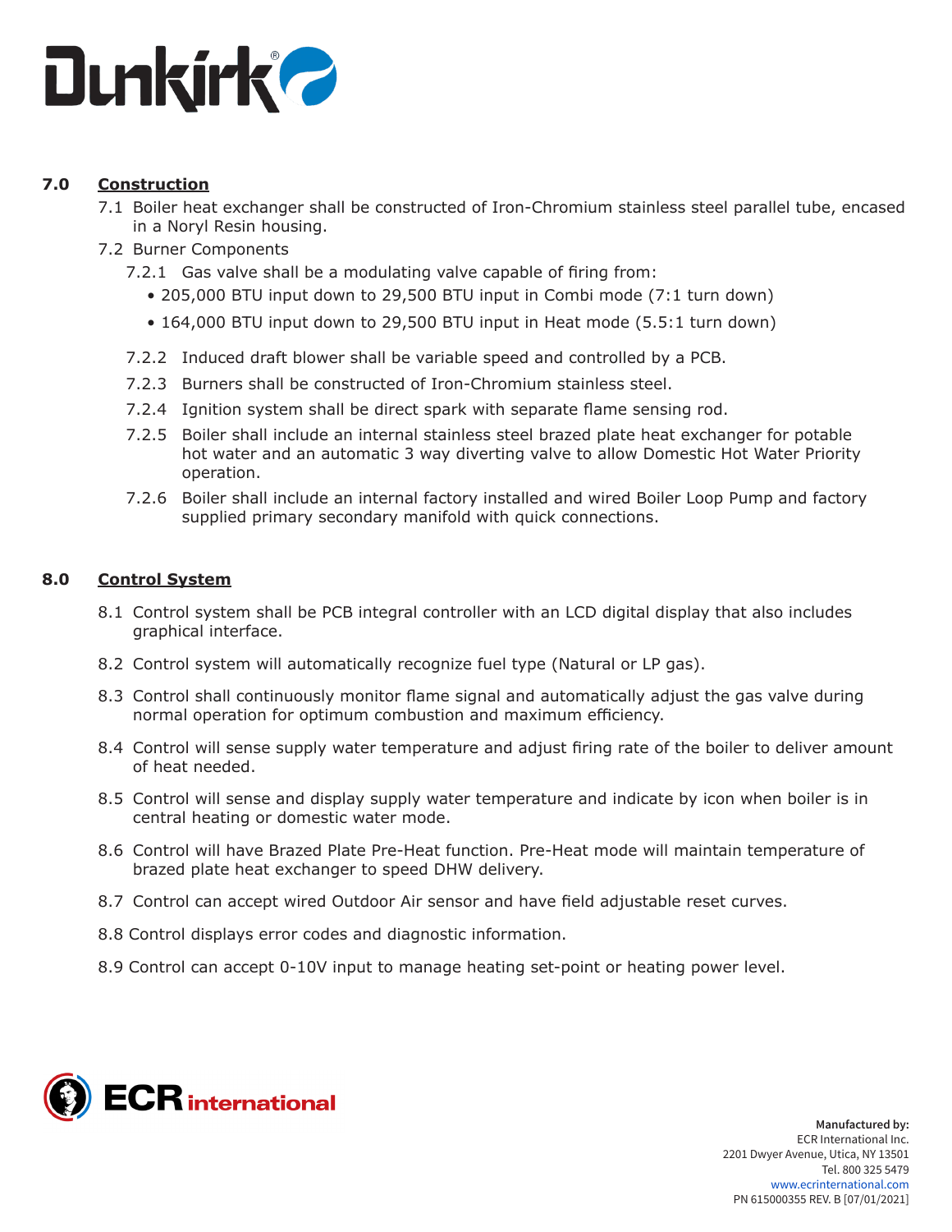## 7.0 Construction

7.1 Boiler heat exchanger shall be constructed of Iron-Chromium stainless steel parallel tube, encased in a Noryl Resin housing.

7.2 Burner Components

7.2.1 Gas valve shall be a modulating valve capable of firing from:

- 205,000 BTU input down to 29,500 BTU input in Combi mode (7:1 turn down)
- 164,000 BTU input down to 29,500 BTU input in Heat mode (5.5:1 turn down)

7.2.2 Induced draft blower shall be variable speed and controlled by a PCB.

7.2.3 Burners shall be constructed of Iron-Chromium stainless steel.

7.2.4 Ignition system shall be direct spark with separate flame sensing rod.

7.2.5 Boiler shall include an internal stainless steel brazed plate heat exchanger for potable hot water and an automatic 3 way diverting valve to allow Domestic Hot Water Priority operation.

7.2.6 Boiler shall include an internal factory installed and wired Boiler Loop Pump and factory supplied primary secondary manifold with quick connections.

## 8.0 Control System

8.1 Control system shall be PCB integral controller with an LCD digital display that also includes graphical interface.

8.2 Control system will automatically recognize fuel type (Natural or LP gas).

8.3 Control shall continuously monitor flame signal and automatically adjust the gas valve during normal operation for optimum combustion and maximum efficiency.

8.4 Control will sense supply water temperature and adjust firing rate of the boiler to deliver amount of heat needed.

8.5 Control will sense and display supply water temperature and indicate by icon when boiler is in central heating or domestic water mode.

8.6 Control will have Brazed Plate Pre-Heat function. Pre-Heat mode will maintain temperature of brazed plate heat exchanger to speed DHW delivery.

8.7 Control can accept wired Outdoor Air sensor and have field adjustable reset curves.

8.8 Control displays error codes and diagnostic information.

8.9 Control can accept 0-10V input to manage heating set-point or heating power level.

**Manufactured by:**
ECR International Inc.
2201 Dwyer Avenue, Utica, NY 13501
Tel. 800 325 5479
www.ecrinternational.com
PN 615000355 REV. B [07/01/2021]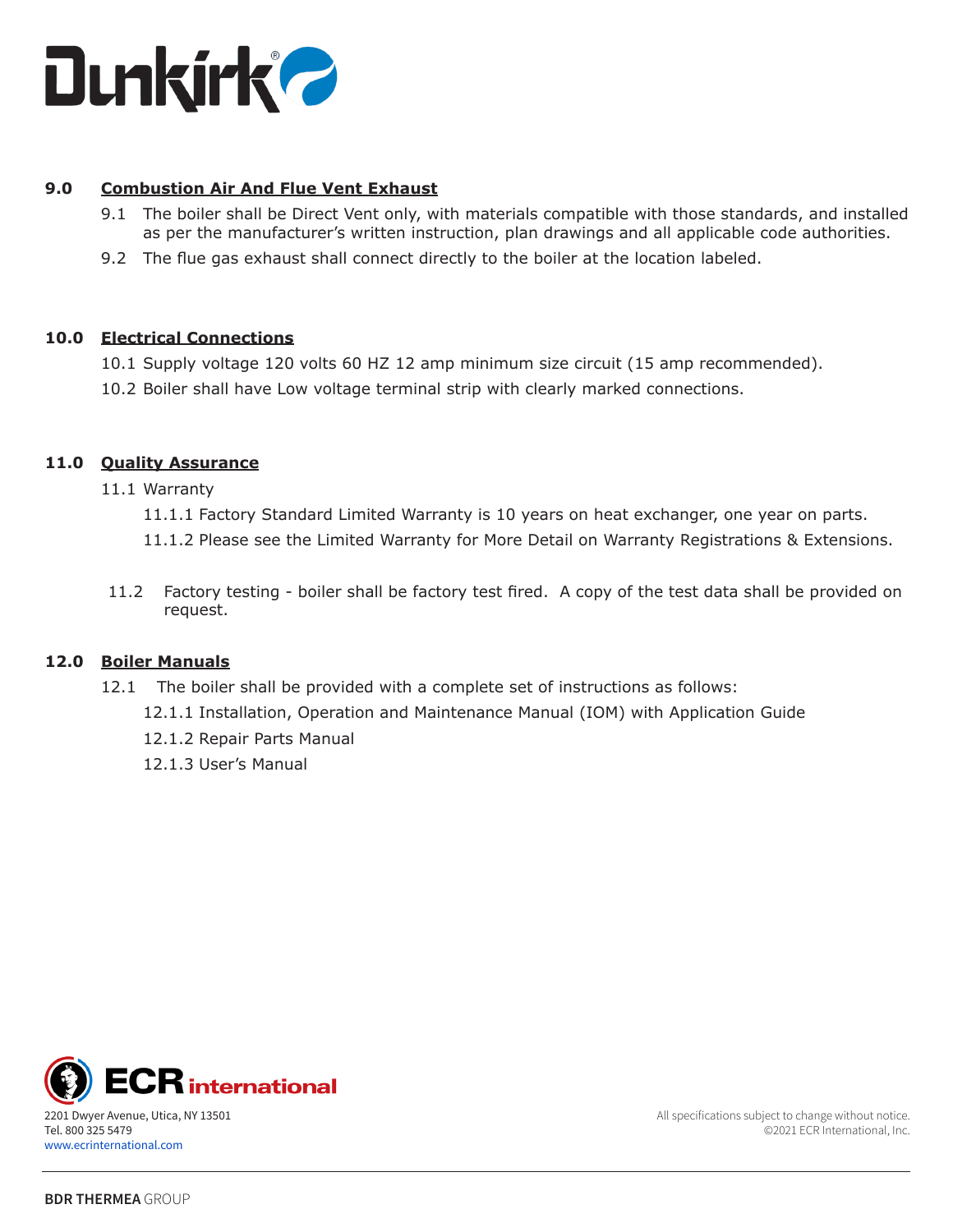## 9.0 Combustion Air And Flue Vent Exhaust

9.1 The boiler shall be Direct Vent only, with materials compatible with those standards, and installed as per the manufacturer's written instruction, plan drawings and all applicable code authorities.

9.2 The flue gas exhaust shall connect directly to the boiler at the location labeled.

## 10.0 Electrical Connections

10.1 Supply voltage 120 volts 60 HZ 12 amp minimum size circuit (15 amp recommended).

10.2 Boiler shall have Low voltage terminal strip with clearly marked connections.

## 11.0 Quality Assurance

11.1 Warranty

11.1.1 Factory Standard Limited Warranty is 10 years on heat exchanger, one year on parts.

11.1.2 Please see the Limited Warranty for More Detail on Warranty Registrations & Extensions.

11.2 Factory testing - boiler shall be factory test fired. A copy of the test data shall be provided on request.

## 12.0 Boiler Manuals

12.1 The boiler shall be provided with a complete set of instructions as follows:

12.1.1 Installation, Operation and Maintenance Manual (IOM) with Application Guide

12.1.2 Repair Parts Manual

12.1.3 User's Manual

ECR international

2201 Dwyer Avenue, Utica, NY 13501
Tel. 800 325 5479
www.ecrinternational.com

All specifications subject to change without notice.
©2021 ECR International, Inc.

BDR THERMEA GROUP